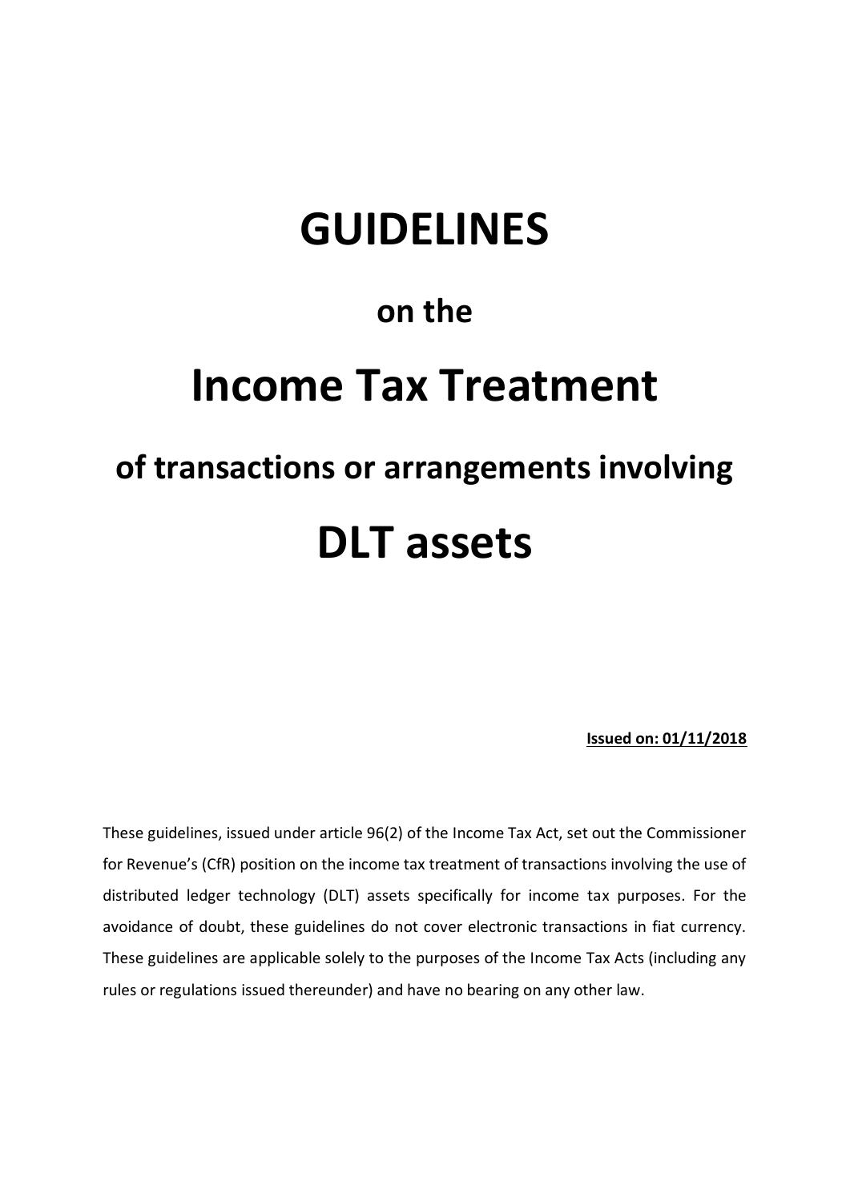# GUIDELINES

## on the

# Income Tax Treatment

## of transactions or arrangements involving

# DLT assets

**Issued on: 01/11/2018**

These guidelines, issued under article 96(2) of the Income Tax Act, set out the Commissioner for Revenue's (CfR) position on the income tax treatment of transactions involving the use of distributed ledger technology (DLT) assets specifically for income tax purposes. For the avoidance of doubt, these guidelines do not cover electronic transactions in fiat currency. These guidelines are applicable solely to the purposes of the Income Tax Acts (including any rules or regulations issued thereunder) and have no bearing on any other law.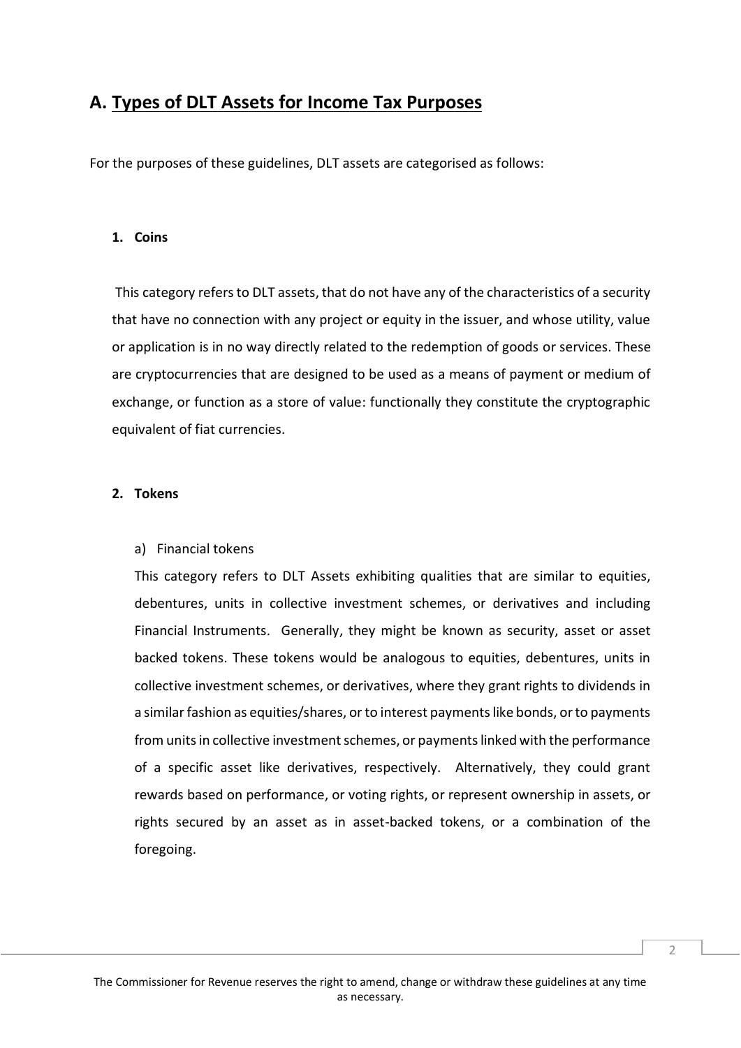## A. Types of DLT Assets for Income Tax Purposes

For the purposes of these guidelines, DLT assets are categorised as follows:

### 1. Coins

This category refers to DLT assets, that do not have any of the characteristics of a security that have no connection with any project or equity in the issuer, and whose utility, value or application is in no way directly related to the redemption of goods or services. These are cryptocurrencies that are designed to be used as a means of payment or medium of exchange, or function as a store of value: functionally they constitute the cryptographic equivalent of fiat currencies.

### 2. Tokens

a) Financial tokens

This category refers to DLT Assets exhibiting qualities that are similar to equities, debentures, units in collective investment schemes, or derivatives and including Financial Instruments. Generally, they might be known as security, asset or asset backed tokens. These tokens would be analogous to equities, debentures, units in collective investment schemes, or derivatives, where they grant rights to dividends in a similar fashion as equities/shares, or to interest payments like bonds, or to payments from units in collective investment schemes, or payments linked with the performance of a specific asset like derivatives, respectively. Alternatively, they could grant rewards based on performance, or voting rights, or represent ownership in assets, or rights secured by an asset as in asset-backed tokens, or a combination of the foregoing.

The Commissioner for Revenue reserves the right to amend, change or withdraw these guidelines at any time as necessary.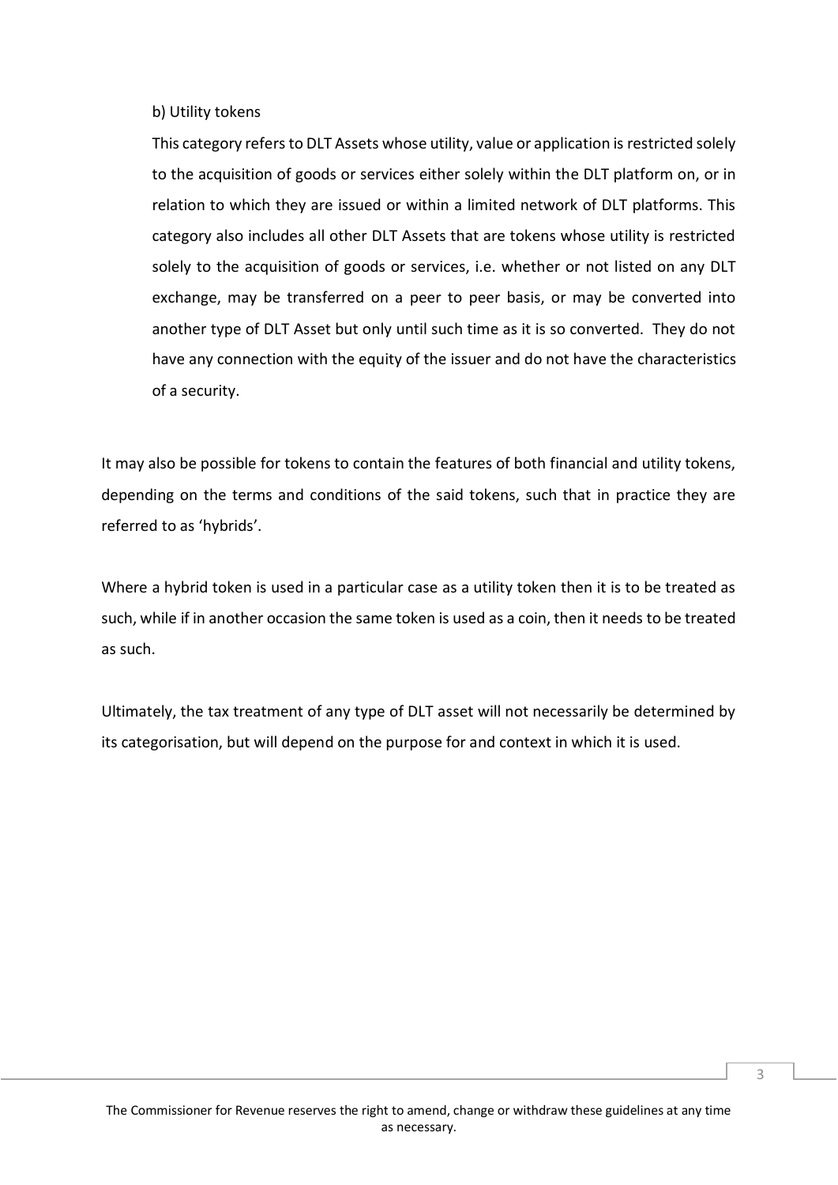b) Utility tokens

This category refers to DLT Assets whose utility, value or application is restricted solely to the acquisition of goods or services either solely within the DLT platform on, or in relation to which they are issued or within a limited network of DLT platforms. This category also includes all other DLT Assets that are tokens whose utility is restricted solely to the acquisition of goods or services, i.e. whether or not listed on any DLT exchange, may be transferred on a peer to peer basis, or may be converted into another type of DLT Asset but only until such time as it is so converted. They do not have any connection with the equity of the issuer and do not have the characteristics of a security.

It may also be possible for tokens to contain the features of both financial and utility tokens, depending on the terms and conditions of the said tokens, such that in practice they are referred to as 'hybrids'.

Where a hybrid token is used in a particular case as a utility token then it is to be treated as such, while if in another occasion the same token is used as a coin, then it needs to be treated as such.

Ultimately, the tax treatment of any type of DLT asset will not necessarily be determined by its categorisation, but will depend on the purpose for and context in which it is used.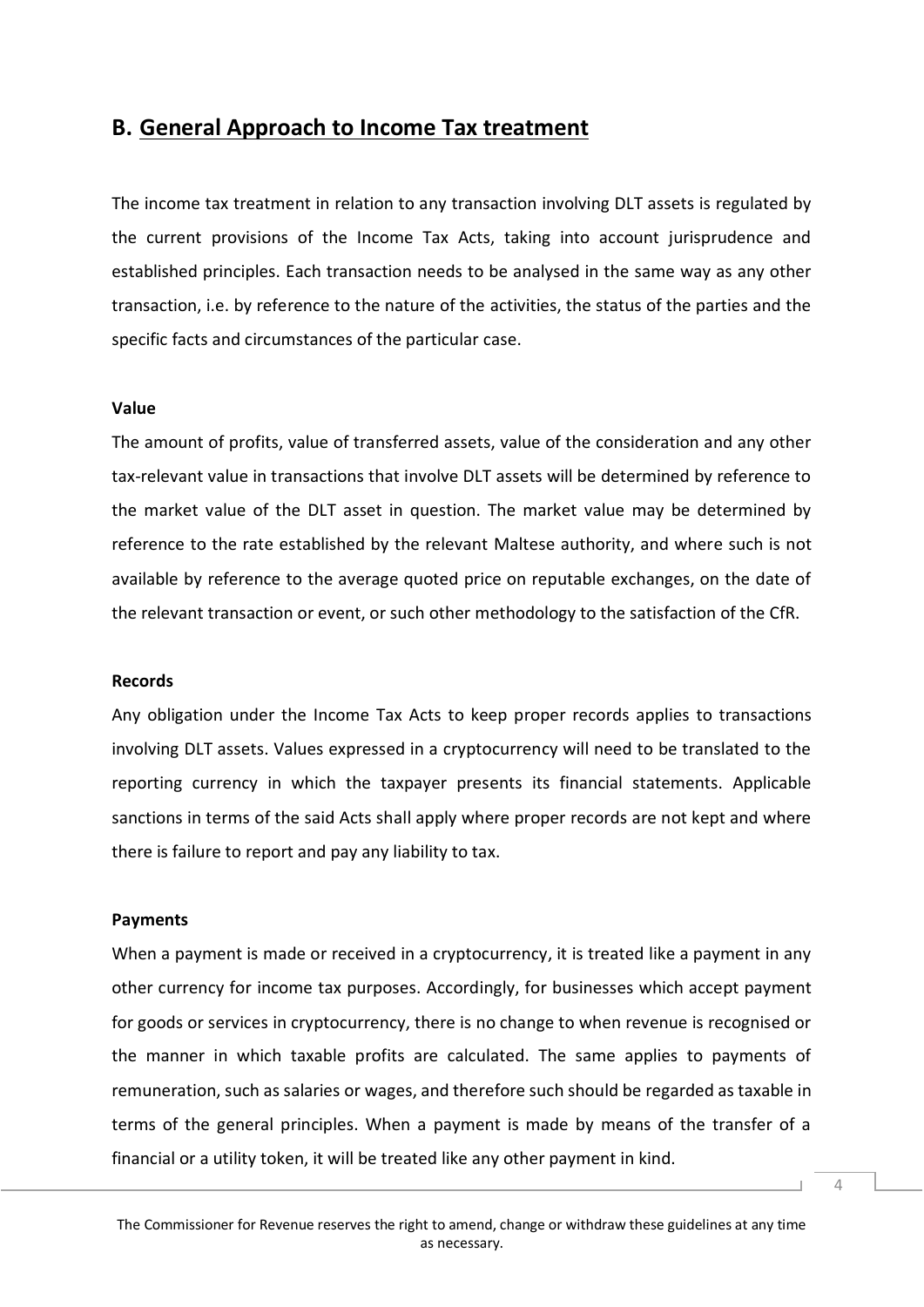## B. General Approach to Income Tax treatment

The income tax treatment in relation to any transaction involving DLT assets is regulated by the current provisions of the Income Tax Acts, taking into account jurisprudence and established principles. Each transaction needs to be analysed in the same way as any other transaction, i.e. by reference to the nature of the activities, the status of the parties and the specific facts and circumstances of the particular case.

**Value**

The amount of profits, value of transferred assets, value of the consideration and any other tax-relevant value in transactions that involve DLT assets will be determined by reference to the market value of the DLT asset in question. The market value may be determined by reference to the rate established by the relevant Maltese authority, and where such is not available by reference to the average quoted price on reputable exchanges, on the date of the relevant transaction or event, or such other methodology to the satisfaction of the CfR.

**Records**

Any obligation under the Income Tax Acts to keep proper records applies to transactions involving DLT assets. Values expressed in a cryptocurrency will need to be translated to the reporting currency in which the taxpayer presents its financial statements. Applicable sanctions in terms of the said Acts shall apply where proper records are not kept and where there is failure to report and pay any liability to tax.

**Payments**

When a payment is made or received in a cryptocurrency, it is treated like a payment in any other currency for income tax purposes. Accordingly, for businesses which accept payment for goods or services in cryptocurrency, there is no change to when revenue is recognised or the manner in which taxable profits are calculated. The same applies to payments of remuneration, such as salaries or wages, and therefore such should be regarded as taxable in terms of the general principles. When a payment is made by means of the transfer of a financial or a utility token, it will be treated like any other payment in kind.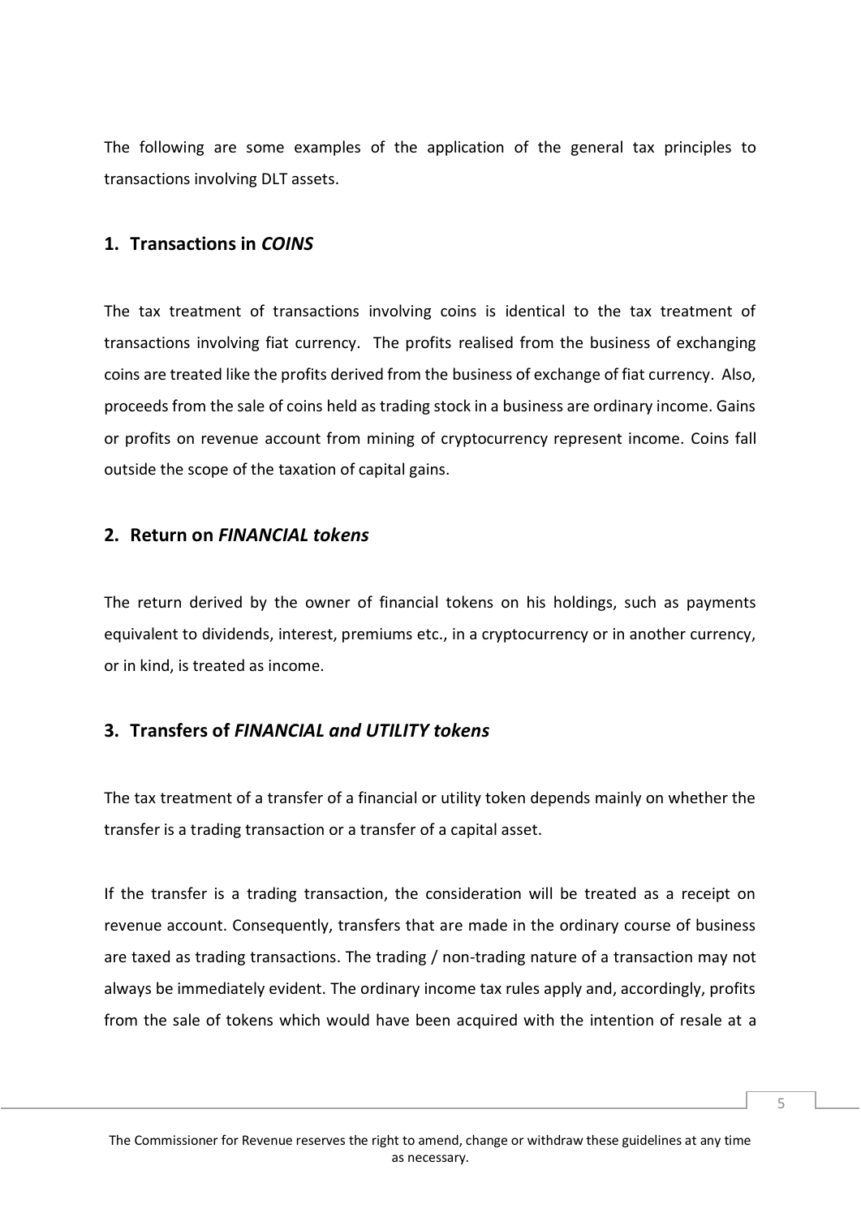The following are some examples of the application of the general tax principles to transactions involving DLT assets.

## 1. Transactions in *COINS*

The tax treatment of transactions involving coins is identical to the tax treatment of transactions involving fiat currency. The profits realised from the business of exchanging coins are treated like the profits derived from the business of exchange of fiat currency. Also, proceeds from the sale of coins held as trading stock in a business are ordinary income. Gains or profits on revenue account from mining of cryptocurrency represent income. Coins fall outside the scope of the taxation of capital gains.

## 2. Return on *FINANCIAL tokens*

The return derived by the owner of financial tokens on his holdings, such as payments equivalent to dividends, interest, premiums etc., in a cryptocurrency or in another currency, or in kind, is treated as income.

## 3. Transfers of *FINANCIAL and UTILITY tokens*

The tax treatment of a transfer of a financial or utility token depends mainly on whether the transfer is a trading transaction or a transfer of a capital asset.

If the transfer is a trading transaction, the consideration will be treated as a receipt on revenue account. Consequently, transfers that are made in the ordinary course of business are taxed as trading transactions. The trading / non-trading nature of a transaction may not always be immediately evident. The ordinary income tax rules apply and, accordingly, profits from the sale of tokens which would have been acquired with the intention of resale at a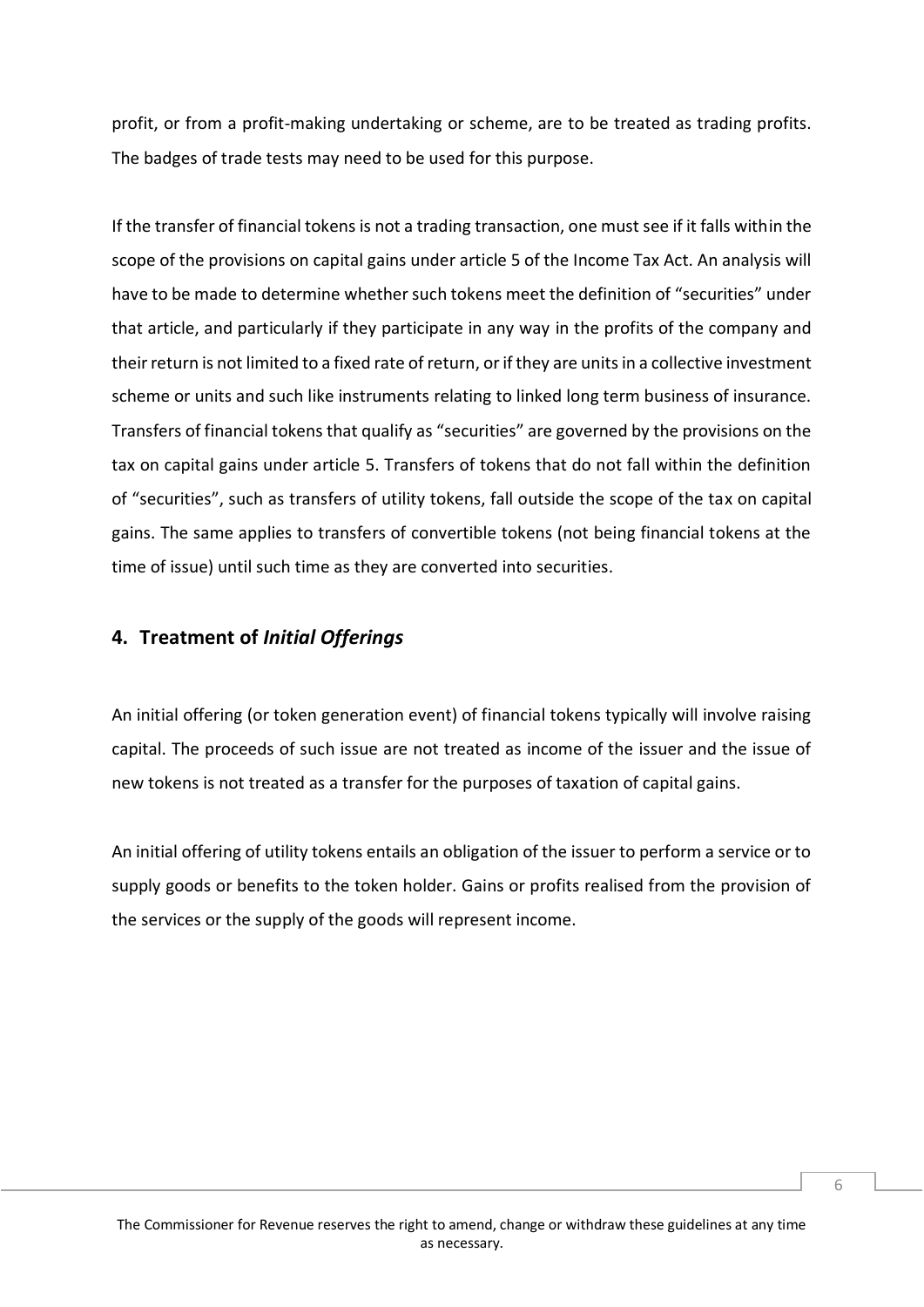profit, or from a profit-making undertaking or scheme, are to be treated as trading profits. The badges of trade tests may need to be used for this purpose.

If the transfer of financial tokens is not a trading transaction, one must see if it falls within the scope of the provisions on capital gains under article 5 of the Income Tax Act. An analysis will have to be made to determine whether such tokens meet the definition of "securities" under that article, and particularly if they participate in any way in the profits of the company and their return is not limited to a fixed rate of return, or if they are units in a collective investment scheme or units and such like instruments relating to linked long term business of insurance. Transfers of financial tokens that qualify as "securities" are governed by the provisions on the tax on capital gains under article 5. Transfers of tokens that do not fall within the definition of "securities", such as transfers of utility tokens, fall outside the scope of the tax on capital gains. The same applies to transfers of convertible tokens (not being financial tokens at the time of issue) until such time as they are converted into securities.

## 4. Treatment of *Initial Offerings*

An initial offering (or token generation event) of financial tokens typically will involve raising capital. The proceeds of such issue are not treated as income of the issuer and the issue of new tokens is not treated as a transfer for the purposes of taxation of capital gains.

An initial offering of utility tokens entails an obligation of the issuer to perform a service or to supply goods or benefits to the token holder. Gains or profits realised from the provision of the services or the supply of the goods will represent income.